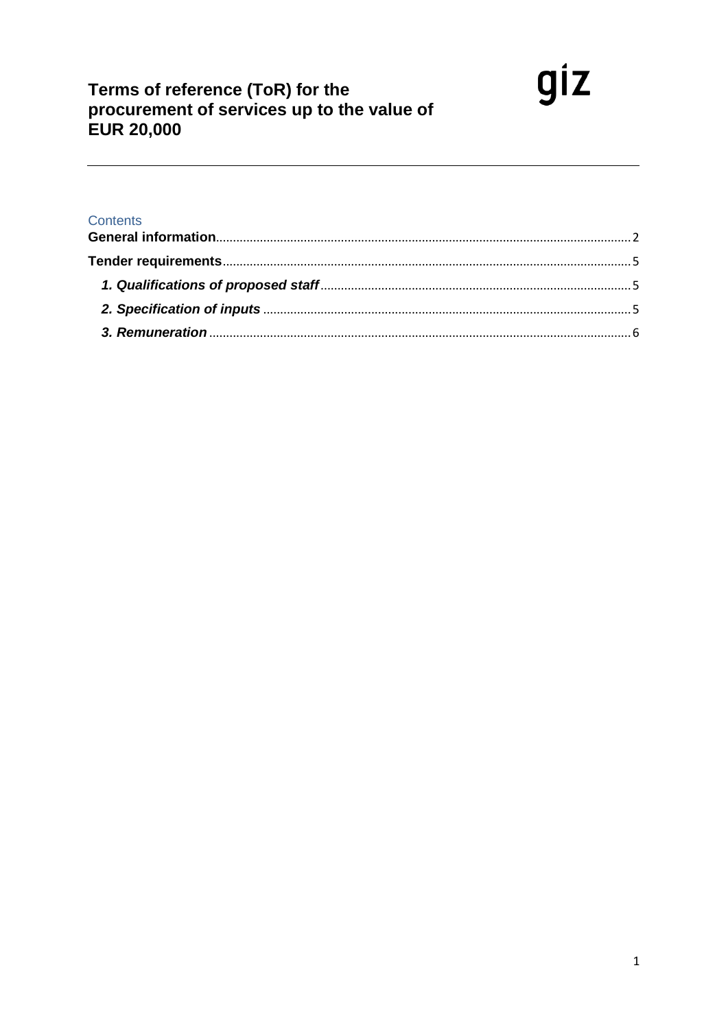# Terms of reference (ToR) for the procurement of services up to the value of EUR 20,000

giz

Contents

**General information** .......... 2

**Tender requirements** .......... 5

***1. Qualifications of proposed staff*** .......... 5

***2. Specification of inputs*** .......... 5

***3. Remuneration*** .......... 6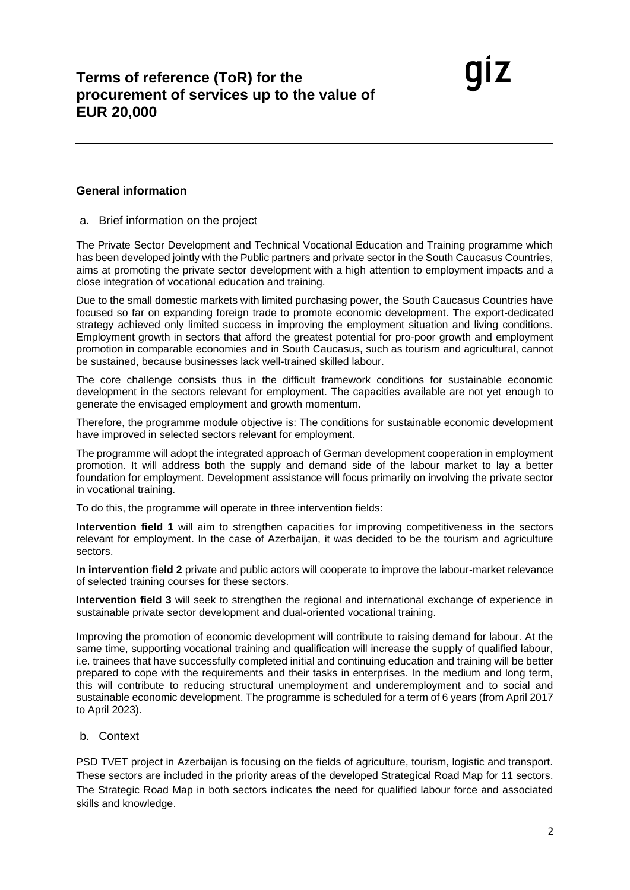# Terms of reference (ToR) for the procurement of services up to the value of EUR 20,000

giz

## General information

### a. Brief information on the project

The Private Sector Development and Technical Vocational Education and Training programme which has been developed jointly with the Public partners and private sector in the South Caucasus Countries, aims at promoting the private sector development with a high attention to employment impacts and a close integration of vocational education and training.

Due to the small domestic markets with limited purchasing power, the South Caucasus Countries have focused so far on expanding foreign trade to promote economic development. The export-dedicated strategy achieved only limited success in improving the employment situation and living conditions. Employment growth in sectors that afford the greatest potential for pro-poor growth and employment promotion in comparable economies and in South Caucasus, such as tourism and agricultural, cannot be sustained, because businesses lack well-trained skilled labour.

The core challenge consists thus in the difficult framework conditions for sustainable economic development in the sectors relevant for employment. The capacities available are not yet enough to generate the envisaged employment and growth momentum.

Therefore, the programme module objective is: The conditions for sustainable economic development have improved in selected sectors relevant for employment.

The programme will adopt the integrated approach of German development cooperation in employment promotion. It will address both the supply and demand side of the labour market to lay a better foundation for employment. Development assistance will focus primarily on involving the private sector in vocational training.

To do this, the programme will operate in three intervention fields:

**Intervention field 1** will aim to strengthen capacities for improving competitiveness in the sectors relevant for employment. In the case of Azerbaijan, it was decided to be the tourism and agriculture sectors.

**In intervention field 2** private and public actors will cooperate to improve the labour-market relevance of selected training courses for these sectors.

**Intervention field 3** will seek to strengthen the regional and international exchange of experience in sustainable private sector development and dual-oriented vocational training.

Improving the promotion of economic development will contribute to raising demand for labour. At the same time, supporting vocational training and qualification will increase the supply of qualified labour, i.e. trainees that have successfully completed initial and continuing education and training will be better prepared to cope with the requirements and their tasks in enterprises. In the medium and long term, this will contribute to reducing structural unemployment and underemployment and to social and sustainable economic development. The programme is scheduled for a term of 6 years (from April 2017 to April 2023).

### b. Context

PSD TVET project in Azerbaijan is focusing on the fields of agriculture, tourism, logistic and transport. These sectors are included in the priority areas of the developed Strategical Road Map for 11 sectors. The Strategic Road Map in both sectors indicates the need for qualified labour force and associated skills and knowledge.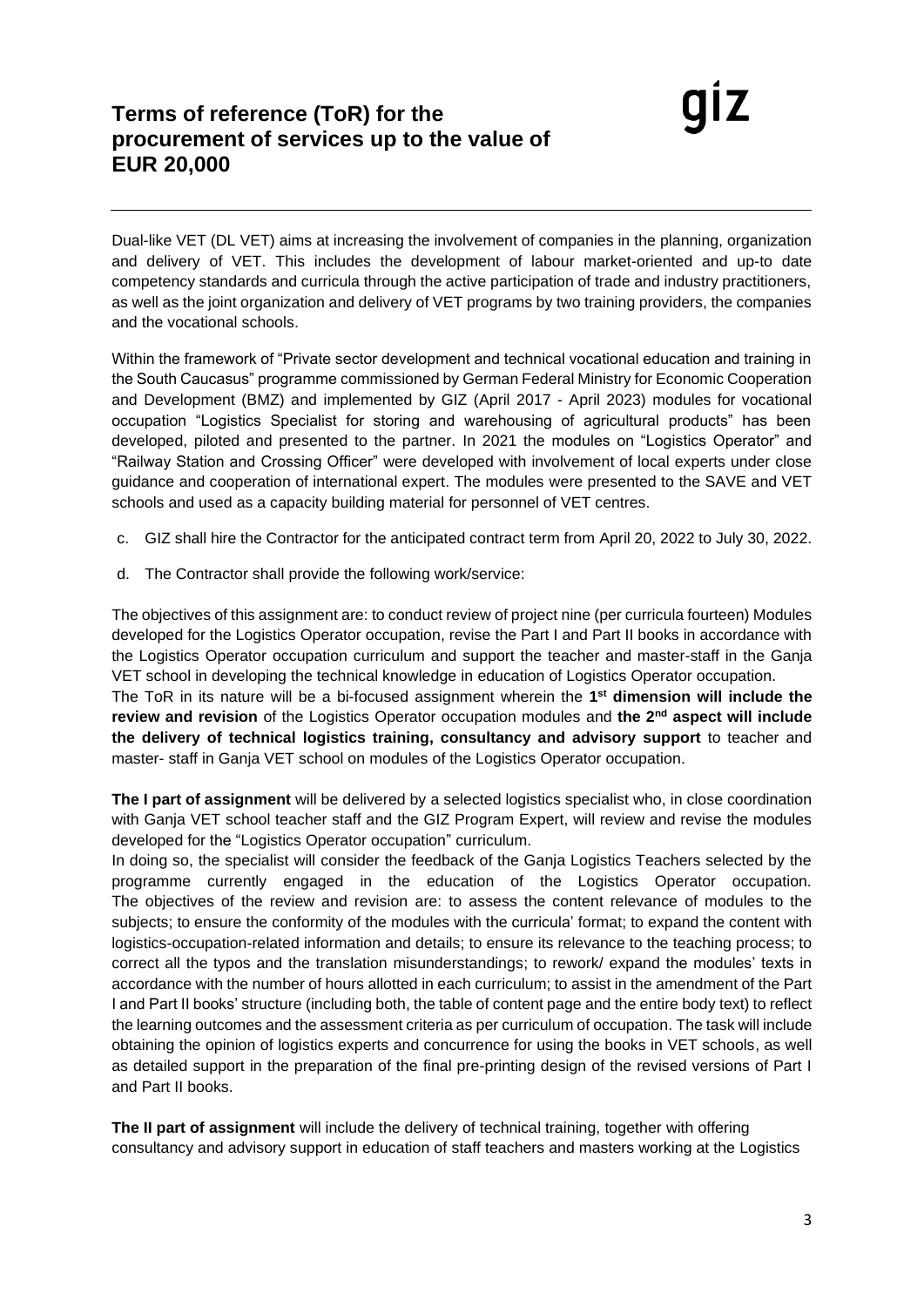# Terms of reference (ToR) for the procurement of services up to the value of EUR 20,000

Dual-like VET (DL VET) aims at increasing the involvement of companies in the planning, organization and delivery of VET. This includes the development of labour market-oriented and up-to date competency standards and curricula through the active participation of trade and industry practitioners, as well as the joint organization and delivery of VET programs by two training providers, the companies and the vocational schools.

Within the framework of "Private sector development and technical vocational education and training in the South Caucasus" programme commissioned by German Federal Ministry for Economic Cooperation and Development (BMZ) and implemented by GIZ (April 2017 - April 2023) modules for vocational occupation "Logistics Specialist for storing and warehousing of agricultural products" has been developed, piloted and presented to the partner. In 2021 the modules on "Logistics Operator" and "Railway Station and Crossing Officer" were developed with involvement of local experts under close guidance and cooperation of international expert. The modules were presented to the SAVE and VET schools and used as a capacity building material for personnel of VET centres.

c. GIZ shall hire the Contractor for the anticipated contract term from April 20, 2022 to July 30, 2022.

d. The Contractor shall provide the following work/service:

The objectives of this assignment are: to conduct review of project nine (per curricula fourteen) Modules developed for the Logistics Operator occupation, revise the Part I and Part II books in accordance with the Logistics Operator occupation curriculum and support the teacher and master-staff in the Ganja VET school in developing the technical knowledge in education of Logistics Operator occupation.
The ToR in its nature will be a bi-focused assignment wherein the **1st dimension will include the review and revision** of the Logistics Operator occupation modules and **the 2nd aspect will include the delivery of technical logistics training, consultancy and advisory support** to teacher and master- staff in Ganja VET school on modules of the Logistics Operator occupation.

**The I part of assignment** will be delivered by a selected logistics specialist who, in close coordination with Ganja VET school teacher staff and the GIZ Program Expert, will review and revise the modules developed for the "Logistics Operator occupation" curriculum.
In doing so, the specialist will consider the feedback of the Ganja Logistics Teachers selected by the programme currently engaged in the education of the Logistics Operator occupation. The objectives of the review and revision are: to assess the content relevance of modules to the subjects; to ensure the conformity of the modules with the curricula' format; to expand the content with logistics-occupation-related information and details; to ensure its relevance to the teaching process; to correct all the typos and the translation misunderstandings; to rework/ expand the modules' texts in accordance with the number of hours allotted in each curriculum; to assist in the amendment of the Part I and Part II books' structure (including both, the table of content page and the entire body text) to reflect the learning outcomes and the assessment criteria as per curriculum of occupation. The task will include obtaining the opinion of logistics experts and concurrence for using the books in VET schools, as well as detailed support in the preparation of the final pre-printing design of the revised versions of Part I and Part II books.

**The II part of assignment** will include the delivery of technical training, together with offering consultancy and advisory support in education of staff teachers and masters working at the Logistics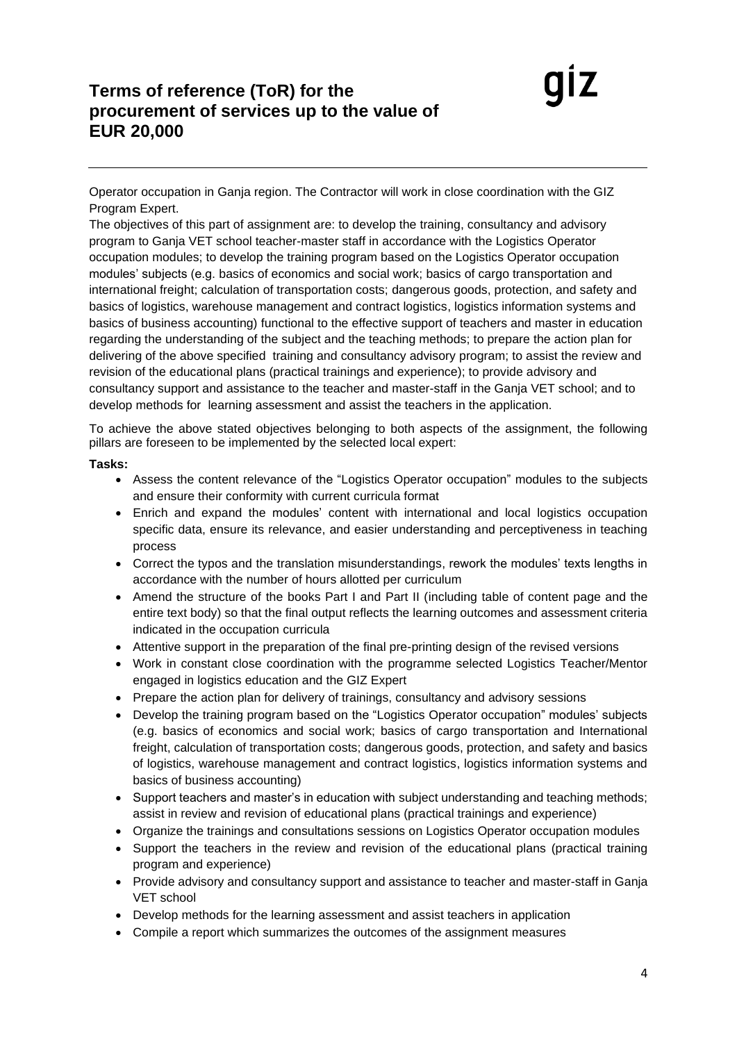Operator occupation in Ganja region. The Contractor will work in close coordination with the GIZ Program Expert.

The objectives of this part of assignment are: to develop the training, consultancy and advisory program to Ganja VET school teacher-master staff in accordance with the Logistics Operator occupation modules; to develop the training program based on the Logistics Operator occupation modules' subjects (e.g. basics of economics and social work; basics of cargo transportation and international freight; calculation of transportation costs; dangerous goods, protection, and safety and basics of logistics, warehouse management and contract logistics, logistics information systems and basics of business accounting) functional to the effective support of teachers and master in education regarding the understanding of the subject and the teaching methods; to prepare the action plan for delivering of the above specified training and consultancy advisory program; to assist the review and revision of the educational plans (practical trainings and experience); to provide advisory and consultancy support and assistance to the teacher and master-staff in the Ganja VET school; and to develop methods for learning assessment and assist the teachers in the application.

To achieve the above stated objectives belonging to both aspects of the assignment, the following pillars are foreseen to be implemented by the selected local expert:

**Tasks:**

- Assess the content relevance of the "Logistics Operator occupation" modules to the subjects and ensure their conformity with current curricula format
- Enrich and expand the modules' content with international and local logistics occupation specific data, ensure its relevance, and easier understanding and perceptiveness in teaching process
- Correct the typos and the translation misunderstandings, rework the modules' texts lengths in accordance with the number of hours allotted per curriculum
- Amend the structure of the books Part I and Part II (including table of content page and the entire text body) so that the final output reflects the learning outcomes and assessment criteria indicated in the occupation curricula
- Attentive support in the preparation of the final pre-printing design of the revised versions
- Work in constant close coordination with the programme selected Logistics Teacher/Mentor engaged in logistics education and the GIZ Expert
- Prepare the action plan for delivery of trainings, consultancy and advisory sessions
- Develop the training program based on the "Logistics Operator occupation" modules' subjects (e.g. basics of economics and social work; basics of cargo transportation and International freight, calculation of transportation costs; dangerous goods, protection, and safety and basics of logistics, warehouse management and contract logistics, logistics information systems and basics of business accounting)
- Support teachers and master's in education with subject understanding and teaching methods; assist in review and revision of educational plans (practical trainings and experience)
- Organize the trainings and consultations sessions on Logistics Operator occupation modules
- Support the teachers in the review and revision of the educational plans (practical training program and experience)
- Provide advisory and consultancy support and assistance to teacher and master-staff in Ganja VET school
- Develop methods for the learning assessment and assist teachers in application
- Compile a report which summarizes the outcomes of the assignment measures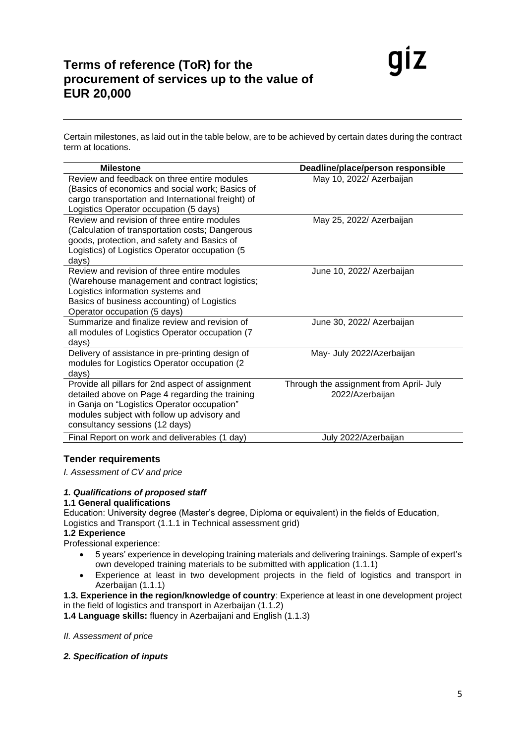Certain milestones, as laid out in the table below, are to be achieved by certain dates during the contract term at locations.

| Milestone | Deadline/place/person responsible |
|---|---|
| Review and feedback on three entire modules (Basics of economics and social work; Basics of cargo transportation and International freight) of Logistics Operator occupation (5 days) | May 10, 2022/ Azerbaijan |
| Review and revision of three entire modules (Calculation of transportation costs; Dangerous goods, protection, and safety and Basics of Logistics) of Logistics Operator occupation (5 days) | May 25, 2022/ Azerbaijan |
| Review and revision of three entire modules (Warehouse management and contract logistics; Logistics information systems and Basics of business accounting) of Logistics Operator occupation (5 days) | June 10, 2022/ Azerbaijan |
| Summarize and finalize review and revision of all modules of Logistics Operator occupation (7 days) | June 30, 2022/ Azerbaijan |
| Delivery of assistance in pre-printing design of modules for Logistics Operator occupation (2 days) | May- July 2022/Azerbaijan |
| Provide all pillars for 2nd aspect of assignment detailed above on Page 4 regarding the training in Ganja on "Logistics Operator occupation" modules subject with follow up advisory and consultancy sessions (12 days) | Through the assignment from April- July 2022/Azerbaijan |
| Final Report on work and deliverables (1 day) | July 2022/Azerbaijan |

## Tender requirements

*I. Assessment of CV and price*

### *1. Qualifications of proposed staff*

**1.1 General qualifications**

Education: University degree (Master's degree, Diploma or equivalent) in the fields of Education, Logistics and Transport (1.1.1 in Technical assessment grid)

**1.2 Experience**

Professional experience:

- 5 years' experience in developing training materials and delivering trainings. Sample of expert's own developed training materials to be submitted with application (1.1.1)
- Experience at least in two development projects in the field of logistics and transport in Azerbaijan (1.1.1)

**1.3. Experience in the region/knowledge of country**: Experience at least in one development project in the field of logistics and transport in Azerbaijan (1.1.2)

**1.4 Language skills:** fluency in Azerbaijani and English (1.1.3)

*II. Assessment of price*

### *2. Specification of inputs*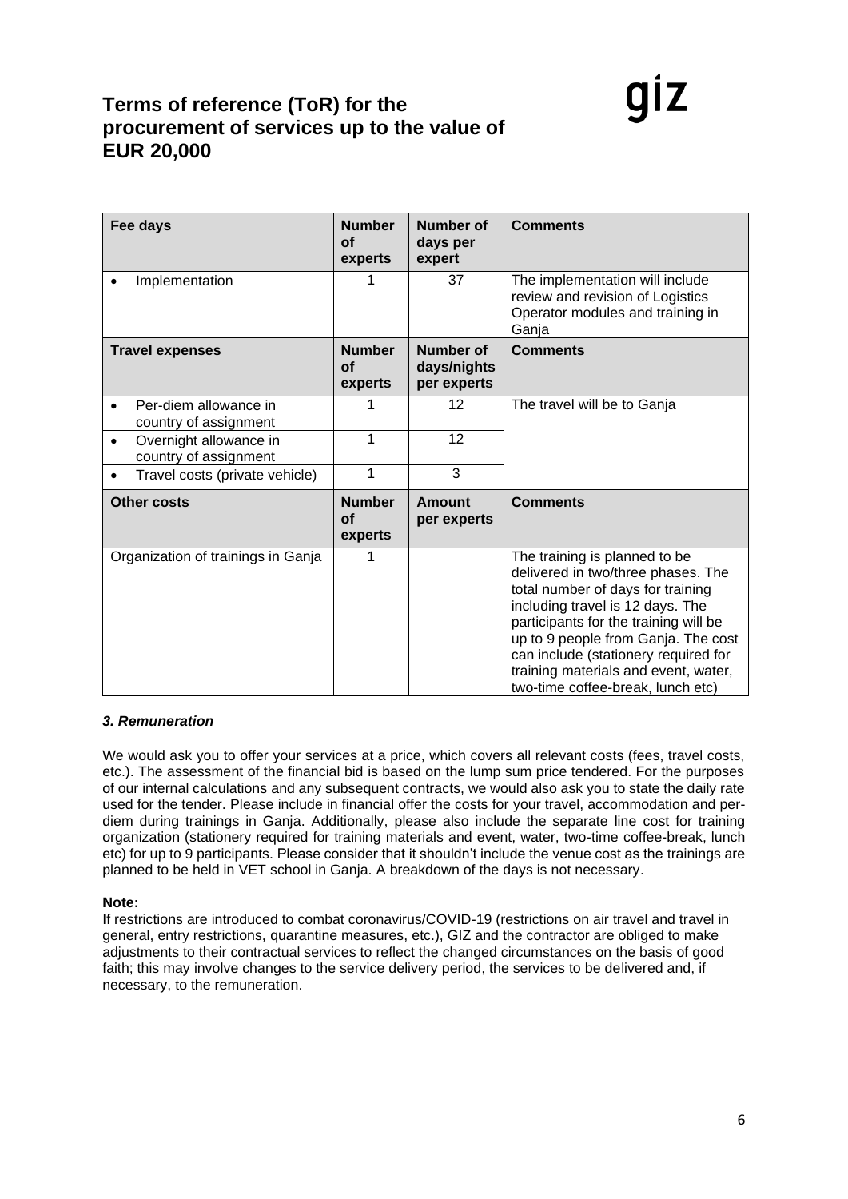# Terms of reference (ToR) for the procurement of services up to the value of EUR 20,000

| Fee days | Number of experts | Number of days per expert | Comments |
|---|---|---|---|
| • Implementation | 1 | 37 | The implementation will include review and revision of Logistics Operator modules and training in Ganja |
| **Travel expenses** | **Number of experts** | **Number of days/nights per experts** | **Comments** |
| • Per-diem allowance in country of assignment | 1 | 12 | The travel will be to Ganja |
| • Overnight allowance in country of assignment | 1 | 12 | |
| • Travel costs (private vehicle) | 1 | 3 | |
| **Other costs** | **Number of experts** | **Amount per experts** | **Comments** |
| Organization of trainings in Ganja | 1 | | The training is planned to be delivered in two/three phases. The total number of days for training including travel is 12 days. The participants for the training will be up to 9 people from Ganja. The cost can include (stationery required for training materials and event, water, two-time coffee-break, lunch etc) |

### *3. Remuneration*

We would ask you to offer your services at a price, which covers all relevant costs (fees, travel costs, etc.). The assessment of the financial bid is based on the lump sum price tendered. For the purposes of our internal calculations and any subsequent contracts, we would also ask you to state the daily rate used for the tender. Please include in financial offer the costs for your travel, accommodation and per-diem during trainings in Ganja. Additionally, please also include the separate line cost for training organization (stationery required for training materials and event, water, two-time coffee-break, lunch etc) for up to 9 participants. Please consider that it shouldn't include the venue cost as the trainings are planned to be held in VET school in Ganja. A breakdown of the days is not necessary.

**Note:**
If restrictions are introduced to combat coronavirus/COVID-19 (restrictions on air travel and travel in general, entry restrictions, quarantine measures, etc.), GIZ and the contractor are obliged to make adjustments to their contractual services to reflect the changed circumstances on the basis of good faith; this may involve changes to the service delivery period, the services to be delivered and, if necessary, to the remuneration.